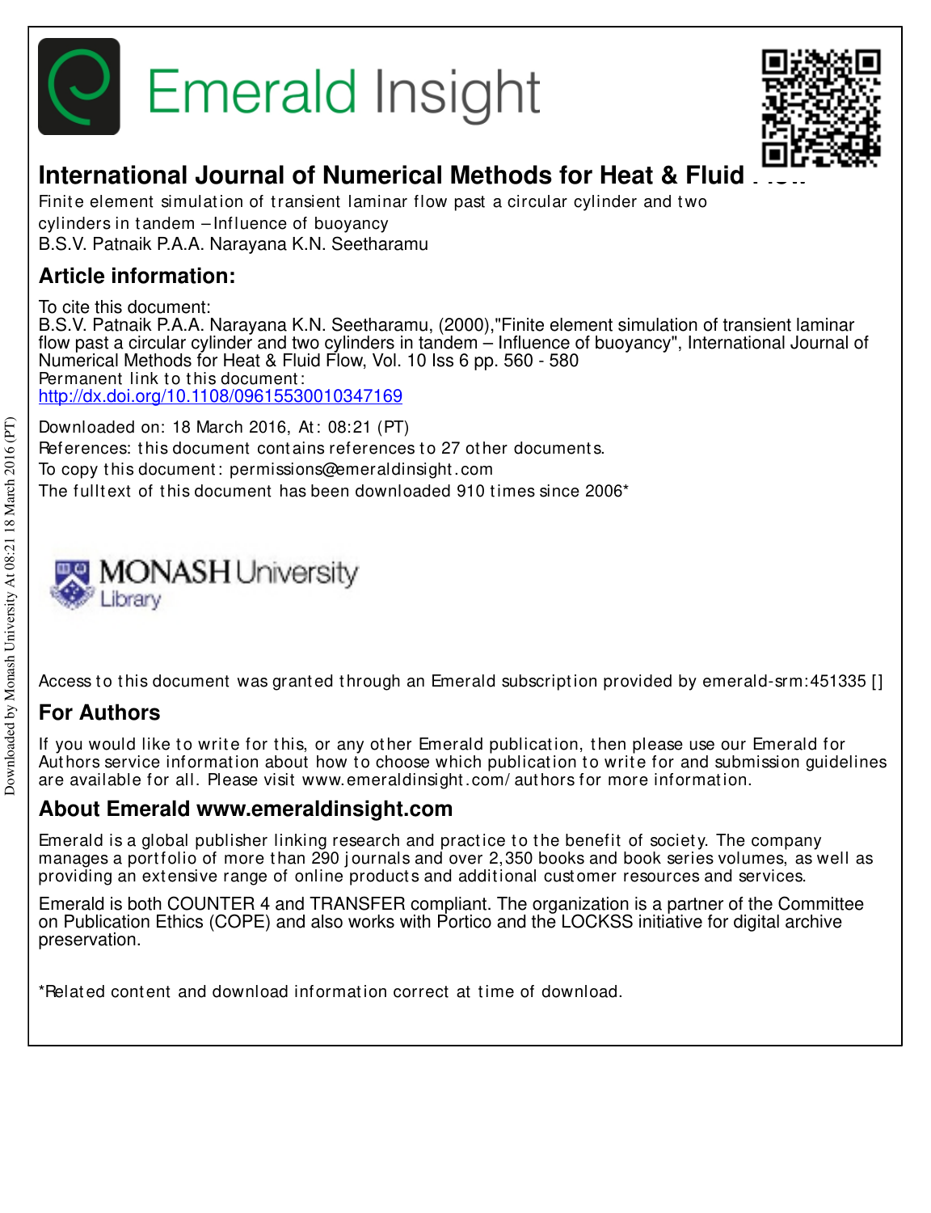# Emerald Insight

## International Journal of Numerical Methods for Heat & Fluid Flow

Finite element simulation of transient laminar flow past a circular cylinder and two cylinders in tandem – Influence of buoyancy

B.S.V. Patnaik P.A.A. Narayana K.N. Seetharamu

## Article information:

To cite this document:

B.S.V. Patnaik P.A.A. Narayana K.N. Seetharamu, (2000),"Finite element simulation of transient laminar flow past a circular cylinder and two cylinders in tandem – Influence of buoyancy", International Journal of Numerical Methods for Heat & Fluid Flow, Vol. 10 Iss 6 pp. 560 - 580

Permanent link to this document:

http://dx.doi.org/10.1108/09615530010347169

Downloaded on: 18 March 2016, At: 08:21 (PT)

References: this document contains references to 27 other documents.

To copy this document: permissions@emeraldinsight.com

The fulltext of this document has been downloaded 910 times since 2006*

Access to this document was granted through an Emerald subscription provided by emerald-srm:451335 []

## For Authors

If you would like to write for this, or any other Emerald publication, then please use our Emerald for Authors service information about how to choose which publication to write for and submission guidelines are available for all. Please visit www.emeraldinsight.com/authors for more information.

## About Emerald www.emeraldinsight.com

Emerald is a global publisher linking research and practice to the benefit of society. The company manages a portfolio of more than 290 journals and over 2,350 books and book series volumes, as well as providing an extensive range of online products and additional customer resources and services.

Emerald is both COUNTER 4 and TRANSFER compliant. The organization is a partner of the Committee on Publication Ethics (COPE) and also works with Portico and the LOCKSS initiative for digital archive preservation.

*Related content and download information correct at time of download.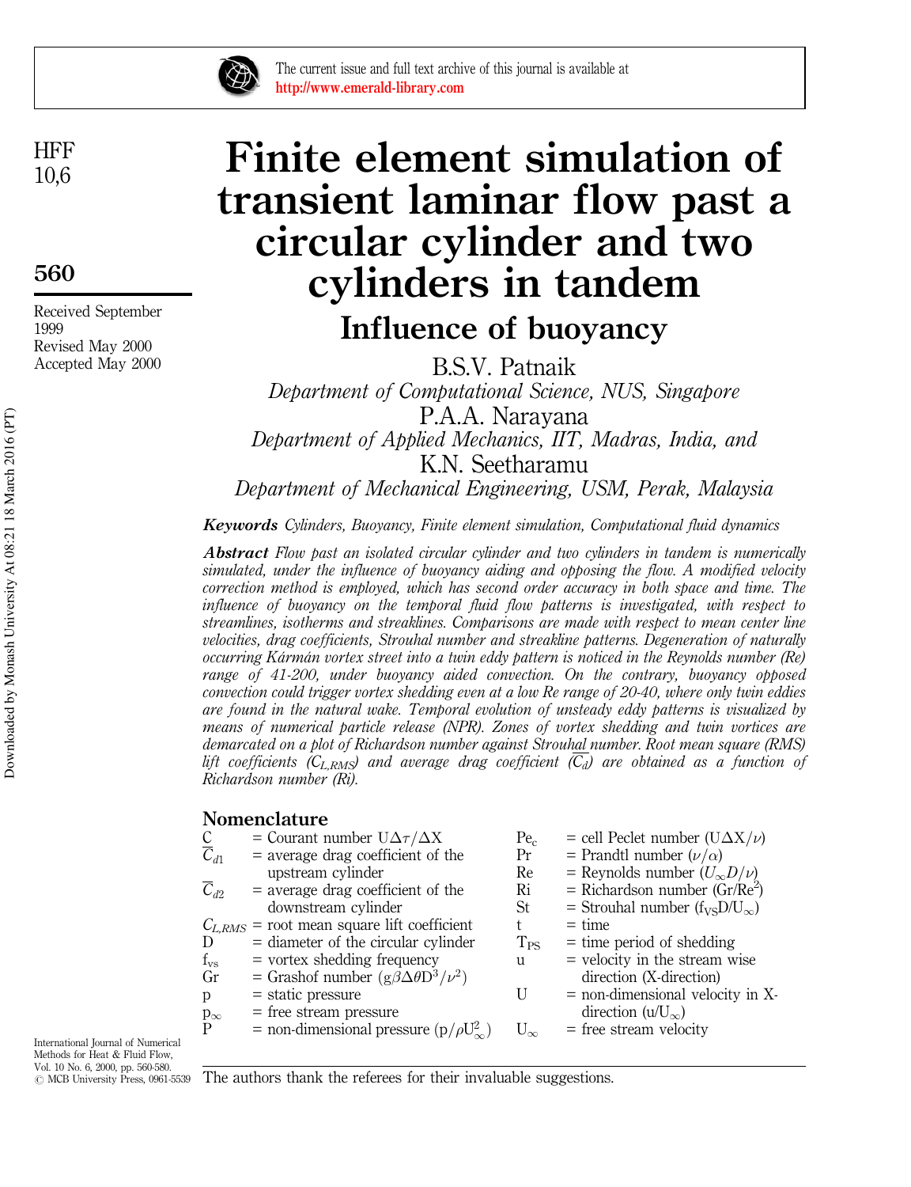# Finite element simulation of transient laminar flow past a circular cylinder and two cylinders in tandem

## Influence of buoyancy

B.S.V. Patnaik

*Department of Computational Science, NUS, Singapore*

P.A.A. Narayana

*Department of Applied Mechanics, IIT, Madras, India, and*

K.N. Seetharamu

*Department of Mechanical Engineering, USM, Perak, Malaysia*

Received September 1999
Revised May 2000
Accepted May 2000

***Keywords*** *Cylinders, Buoyancy, Finite element simulation, Computational fluid dynamics*

***Abstract*** *Flow past an isolated circular cylinder and two cylinders in tandem is numerically simulated, under the influence of buoyancy aiding and opposing the flow. A modified velocity correction method is employed, which has second order accuracy in both space and time. The influence of buoyancy on the temporal fluid flow patterns is investigated, with respect to streamlines, isotherms and streaklines. Comparisons are made with respect to mean center line velocities, drag coefficients, Strouhal number and streakline patterns. Degeneration of naturally occurring Kármán vortex street into a twin eddy pattern is noticed in the Reynolds number (Re) range of 41-200, under buoyancy aided convection. On the contrary, buoyancy opposed convection could trigger vortex shedding even at a low Re range of 20-40, where only twin eddies are found in the natural wake. Temporal evolution of unsteady eddy patterns is visualized by means of numerical particle release (NPR). Zones of vortex shedding and twin vortices are demarcated on a plot of Richardson number against Strouhal number. Root mean square (RMS) lift coefficients ($C_{L,RMS}$) and average drag coefficient ($\overline{C_d}$) are obtained as a function of Richardson number (Ri).*

## Nomenclature

| | | | |
|---|---|---|---|
| C | = Courant number $U\Delta\tau/\Delta X$ | $Pe_c$ | = cell Peclet number $(U\Delta X/\nu)$ |
| $\overline{C}_{d1}$ | = average drag coefficient of the upstream cylinder | Pr | = Prandtl number $(\nu/\alpha)$ |
| $\overline{C}_{d2}$ | = average drag coefficient of the downstream cylinder | Re | = Reynolds number $(U_\infty D/\nu)$ |
| $C_{L,RMS}$ | = root mean square lift coefficient | Ri | = Richardson number $(Gr/Re^2)$ |
| D | = diameter of the circular cylinder | St | = Strouhal number $(f_{VS}D/U_\infty)$ |
| $f_{vs}$ | = vortex shedding frequency | t | = time |
| Gr | = Grashof number $(g\beta\Delta\theta D^3/\nu^2)$ | $T_{PS}$ | = time period of shedding |
| p | = static pressure | u | = velocity in the stream wise direction (X-direction) |
| $p_\infty$ | = free stream pressure | U | = non-dimensional velocity in X-direction $(u/U_\infty)$ |
| P | = non-dimensional pressure $(p/\rho U_\infty^2)$ | $U_\infty$ | = free stream velocity |

The authors thank the referees for their invaluable suggestions.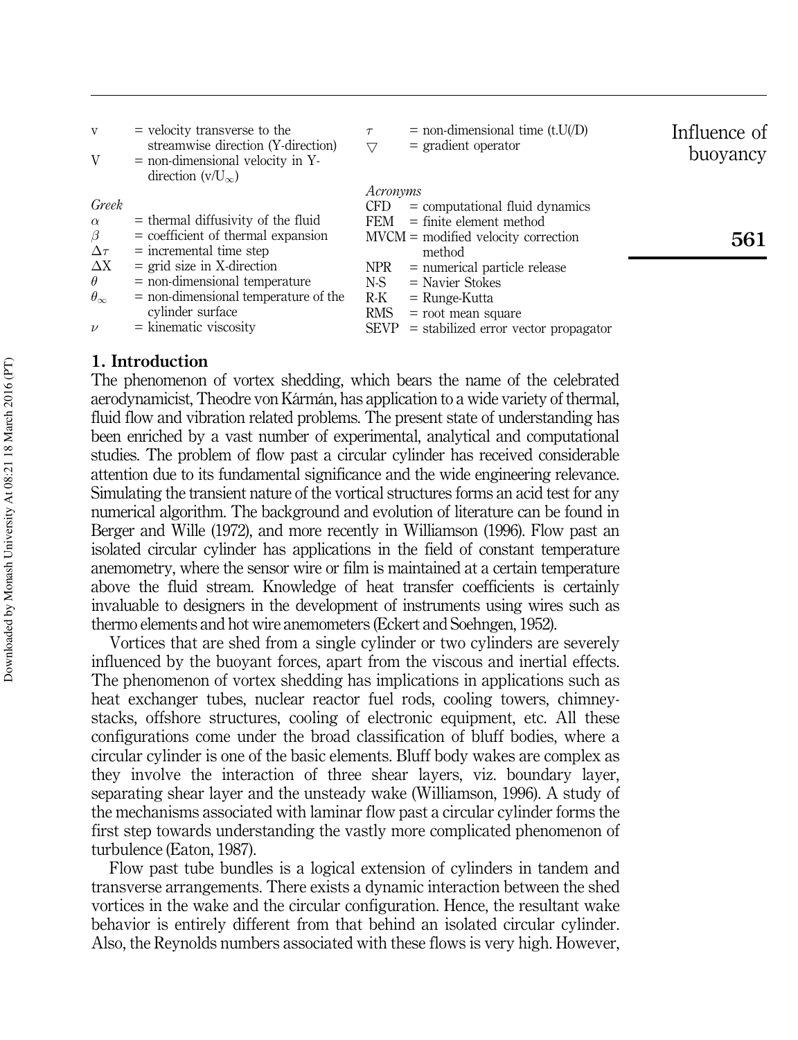v = velocity transverse to the streamwise direction (Y-direction)
V = non-dimensional velocity in Y-direction ($v/U_\infty$)

*Greek*
$\alpha$ = thermal diffusivity of the fluid
$\beta$ = coefficient of thermal expansion
$\Delta\tau$ = incremental time step
$\Delta X$ = grid size in X-direction
$\theta$ = non-dimensional temperature
$\theta_\infty$ = non-dimensional temperature of the cylinder surface
$\nu$ = kinematic viscosity
$\tau$ = non-dimensional time (t.U(/D)
$\nabla$ = gradient operator

*Acronyms*
CFD = computational fluid dynamics
FEM = finite element method
MVCM = modified velocity correction method
NPR = numerical particle release
N-S = Navier Stokes
R-K = Runge-Kutta
RMS = root mean square
SEVP = stabilized error vector propagator

## 1. Introduction

The phenomenon of vortex shedding, which bears the name of the celebrated aerodynamicist, Theodre von Kármán, has application to a wide variety of thermal, fluid flow and vibration related problems. The present state of understanding has been enriched by a vast number of experimental, analytical and computational studies. The problem of flow past a circular cylinder has received considerable attention due to its fundamental significance and the wide engineering relevance. Simulating the transient nature of the vortical structures forms an acid test for any numerical algorithm. The background and evolution of literature can be found in Berger and Wille (1972), and more recently in Williamson (1996). Flow past an isolated circular cylinder has applications in the field of constant temperature anemometry, where the sensor wire or film is maintained at a certain temperature above the fluid stream. Knowledge of heat transfer coefficients is certainly invaluable to designers in the development of instruments using wires such as thermo elements and hot wire anemometers (Eckert and Soehngen, 1952).

Vortices that are shed from a single cylinder or two cylinders are severely influenced by the buoyant forces, apart from the viscous and inertial effects. The phenomenon of vortex shedding has implications in applications such as heat exchanger tubes, nuclear reactor fuel rods, cooling towers, chimney-stacks, offshore structures, cooling of electronic equipment, etc. All these configurations come under the broad classification of bluff bodies, where a circular cylinder is one of the basic elements. Bluff body wakes are complex as they involve the interaction of three shear layers, viz. boundary layer, separating shear layer and the unsteady wake (Williamson, 1996). A study of the mechanisms associated with laminar flow past a circular cylinder forms the first step towards understanding the vastly more complicated phenomenon of turbulence (Eaton, 1987).

Flow past tube bundles is a logical extension of cylinders in tandem and transverse arrangements. There exists a dynamic interaction between the shed vortices in the wake and the circular configuration. Hence, the resultant wake behavior is entirely different from that behind an isolated circular cylinder. Also, the Reynolds numbers associated with these flows is very high. However,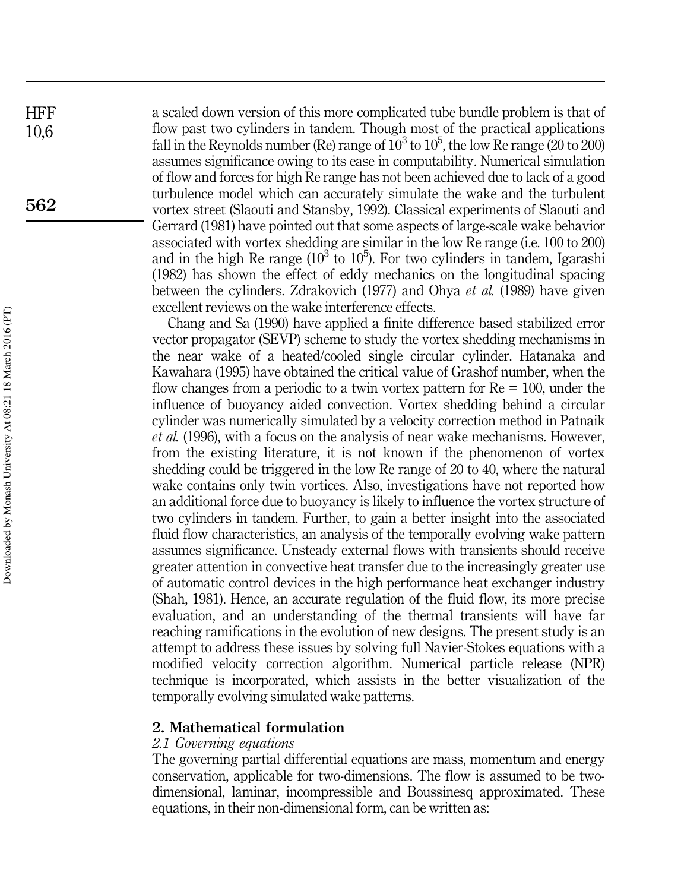a scaled down version of this more complicated tube bundle problem is that of flow past two cylinders in tandem. Though most of the practical applications fall in the Reynolds number (Re) range of $10^3$ to $10^5$, the low Re range (20 to 200) assumes significance owing to its ease in computability. Numerical simulation of flow and forces for high Re range has not been achieved due to lack of a good turbulence model which can accurately simulate the wake and the turbulent vortex street (Slaouti and Stansby, 1992). Classical experiments of Slaouti and Gerrard (1981) have pointed out that some aspects of large-scale wake behavior associated with vortex shedding are similar in the low Re range (i.e. 100 to 200) and in the high Re range ($10^3$ to $10^5$). For two cylinders in tandem, Igarashi (1982) has shown the effect of eddy mechanics on the longitudinal spacing between the cylinders. Zdrakovich (1977) and Ohya *et al.* (1989) have given excellent reviews on the wake interference effects.

Chang and Sa (1990) have applied a finite difference based stabilized error vector propagator (SEVP) scheme to study the vortex shedding mechanisms in the near wake of a heated/cooled single circular cylinder. Hatanaka and Kawahara (1995) have obtained the critical value of Grashof number, when the flow changes from a periodic to a twin vortex pattern for Re = 100, under the influence of buoyancy aided convection. Vortex shedding behind a circular cylinder was numerically simulated by a velocity correction method in Patnaik *et al.* (1996), with a focus on the analysis of near wake mechanisms. However, from the existing literature, it is not known if the phenomenon of vortex shedding could be triggered in the low Re range of 20 to 40, where the natural wake contains only twin vortices. Also, investigations have not reported how an additional force due to buoyancy is likely to influence the vortex structure of two cylinders in tandem. Further, to gain a better insight into the associated fluid flow characteristics, an analysis of the temporally evolving wake pattern assumes significance. Unsteady external flows with transients should receive greater attention in convective heat transfer due to the increasingly greater use of automatic control devices in the high performance heat exchanger industry (Shah, 1981). Hence, an accurate regulation of the fluid flow, its more precise evaluation, and an understanding of the thermal transients will have far reaching ramifications in the evolution of new designs. The present study is an attempt to address these issues by solving full Navier-Stokes equations with a modified velocity correction algorithm. Numerical particle release (NPR) technique is incorporated, which assists in the better visualization of the temporally evolving simulated wake patterns.

## 2. Mathematical formulation

### *2.1 Governing equations*

The governing partial differential equations are mass, momentum and energy conservation, applicable for two-dimensions. The flow is assumed to be two-dimensional, laminar, incompressible and Boussinesq approximated. These equations, in their non-dimensional form, can be written as: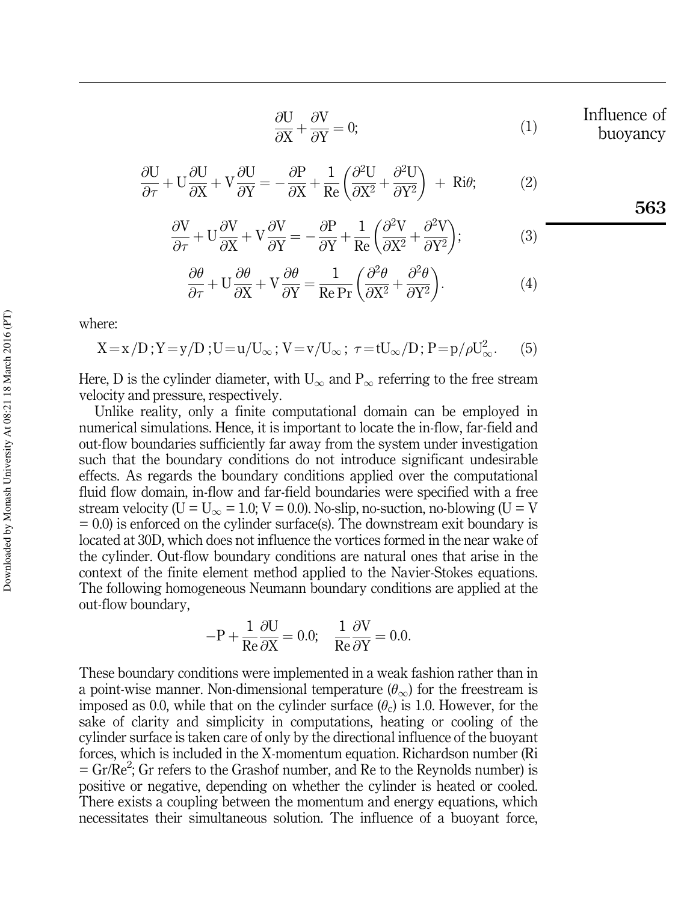$$\frac{\partial U}{\partial X} + \frac{\partial V}{\partial Y} = 0; \tag{1}$$

$$\frac{\partial U}{\partial \tau} + U\frac{\partial U}{\partial X} + V\frac{\partial U}{\partial Y} = -\frac{\partial P}{\partial X} + \frac{1}{\mathrm{Re}}\left(\frac{\partial^2 U}{\partial X^2} + \frac{\partial^2 U}{\partial Y^2}\right) + \mathrm{Ri}\theta; \tag{2}$$

$$\frac{\partial V}{\partial \tau} + U\frac{\partial V}{\partial X} + V\frac{\partial V}{\partial Y} = -\frac{\partial P}{\partial Y} + \frac{1}{\mathrm{Re}}\left(\frac{\partial^2 V}{\partial X^2} + \frac{\partial^2 V}{\partial Y^2}\right); \tag{3}$$

$$\frac{\partial \theta}{\partial \tau} + U\frac{\partial \theta}{\partial X} + V\frac{\partial \theta}{\partial Y} = \frac{1}{\mathrm{Re}\,\mathrm{Pr}}\left(\frac{\partial^2 \theta}{\partial X^2} + \frac{\partial^2 \theta}{\partial Y^2}\right). \tag{4}$$

where:

$$X = x/D\,; Y = y/D\,; U = u/U_\infty\,; V = v/U_\infty\,;\ \tau = tU_\infty/D\,; P = p/\rho U_\infty^2. \tag{5}$$

Here, D is the cylinder diameter, with $U_\infty$ and $P_\infty$ referring to the free stream velocity and pressure, respectively.

Unlike reality, only a finite computational domain can be employed in numerical simulations. Hence, it is important to locate the in-flow, far-field and out-flow boundaries sufficiently far away from the system under investigation such that the boundary conditions do not introduce significant undesirable effects. As regards the boundary conditions applied over the computational fluid flow domain, in-flow and far-field boundaries were specified with a free stream velocity ($U = U_\infty = 1.0$; $V = 0.0$). No-slip, no-suction, no-blowing ($U = V = 0.0$) is enforced on the cylinder surface(s). The downstream exit boundary is located at 30D, which does not influence the vortices formed in the near wake of the cylinder. Out-flow boundary conditions are natural ones that arise in the context of the finite element method applied to the Navier-Stokes equations. The following homogeneous Neumann boundary conditions are applied at the out-flow boundary,

$$-P + \frac{1}{\mathrm{Re}}\frac{\partial U}{\partial X} = 0.0; \quad \frac{1}{\mathrm{Re}}\frac{\partial V}{\partial Y} = 0.0.$$

These boundary conditions were implemented in a weak fashion rather than in a point-wise manner. Non-dimensional temperature ($\theta_\infty$) for the freestream is imposed as 0.0, while that on the cylinder surface ($\theta_c$) is 1.0. However, for the sake of clarity and simplicity in computations, heating or cooling of the cylinder surface is taken care of only by the directional influence of the buoyant forces, which is included in the X-momentum equation. Richardson number (Ri $= \mathrm{Gr}/\mathrm{Re}^2$; Gr refers to the Grashof number, and Re to the Reynolds number) is positive or negative, depending on whether the cylinder is heated or cooled. There exists a coupling between the momentum and energy equations, which necessitates their simultaneous solution. The influence of a buoyant force,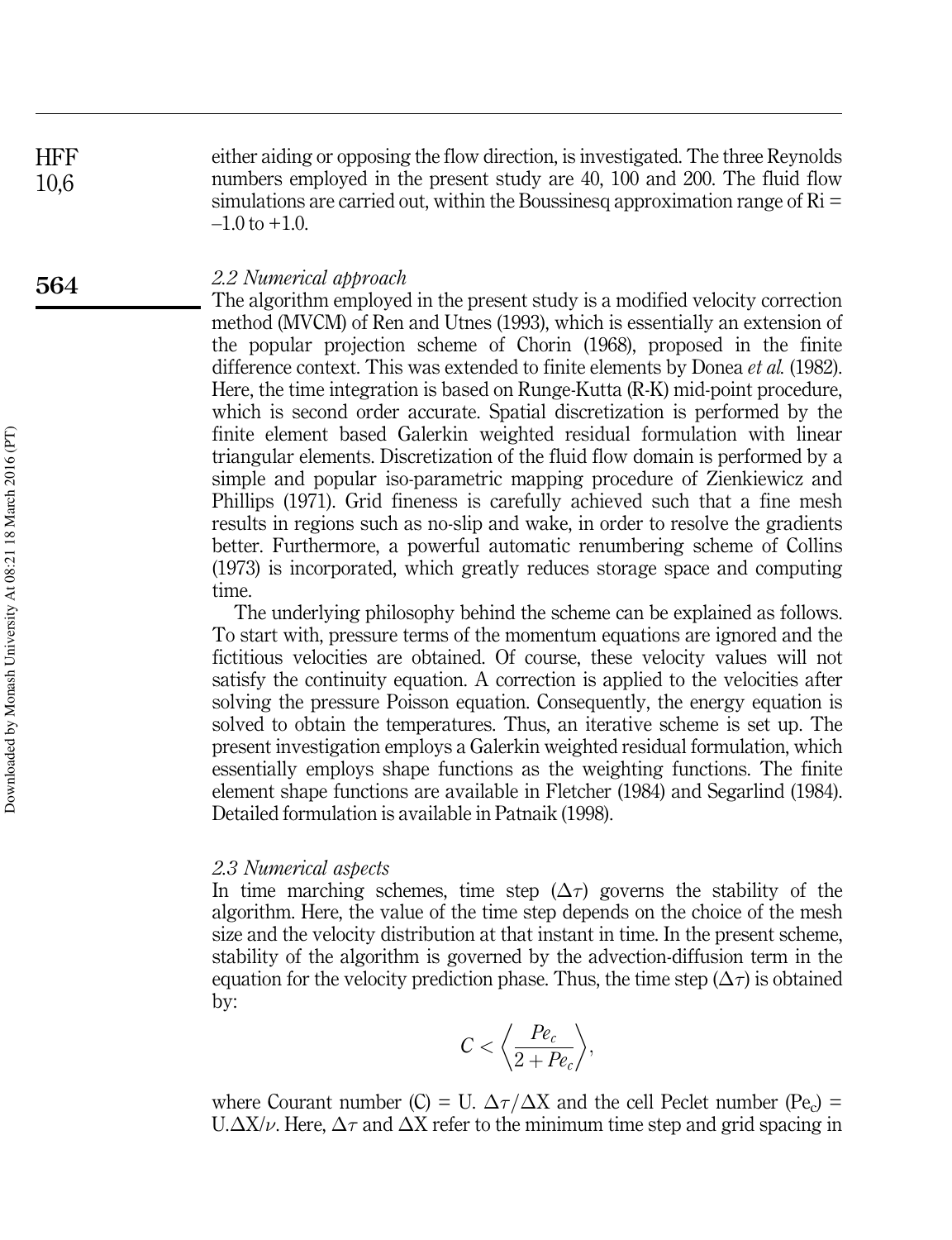either aiding or opposing the flow direction, is investigated. The three Reynolds numbers employed in the present study are 40, 100 and 200. The fluid flow simulations are carried out, within the Boussinesq approximation range of Ri = –1.0 to +1.0.

### 2.2 Numerical approach

The algorithm employed in the present study is a modified velocity correction method (MVCM) of Ren and Utnes (1993), which is essentially an extension of the popular projection scheme of Chorin (1968), proposed in the finite difference context. This was extended to finite elements by Donea *et al.* (1982). Here, the time integration is based on Runge-Kutta (R-K) mid-point procedure, which is second order accurate. Spatial discretization is performed by the finite element based Galerkin weighted residual formulation with linear triangular elements. Discretization of the fluid flow domain is performed by a simple and popular iso-parametric mapping procedure of Zienkiewicz and Phillips (1971). Grid fineness is carefully achieved such that a fine mesh results in regions such as no-slip and wake, in order to resolve the gradients better. Furthermore, a powerful automatic renumbering scheme of Collins (1973) is incorporated, which greatly reduces storage space and computing time.

The underlying philosophy behind the scheme can be explained as follows. To start with, pressure terms of the momentum equations are ignored and the fictitious velocities are obtained. Of course, these velocity values will not satisfy the continuity equation. A correction is applied to the velocities after solving the pressure Poisson equation. Consequently, the energy equation is solved to obtain the temperatures. Thus, an iterative scheme is set up. The present investigation employs a Galerkin weighted residual formulation, which essentially employs shape functions as the weighting functions. The finite element shape functions are available in Fletcher (1984) and Segarlind (1984). Detailed formulation is available in Patnaik (1998).

### 2.3 Numerical aspects

In time marching schemes, time step ($\Delta\tau$) governs the stability of the algorithm. Here, the value of the time step depends on the choice of the mesh size and the velocity distribution at that instant in time. In the present scheme, stability of the algorithm is governed by the advection-diffusion term in the equation for the velocity prediction phase. Thus, the time step ($\Delta\tau$) is obtained by:

$$C < \left\langle \frac{Pe_c}{2 + Pe_c} \right\rangle,$$

where Courant number (C) = U. $\Delta\tau/\Delta X$ and the cell Peclet number ($Pe_c$) = U.$\Delta X/\nu$. Here, $\Delta\tau$ and $\Delta X$ refer to the minimum time step and grid spacing in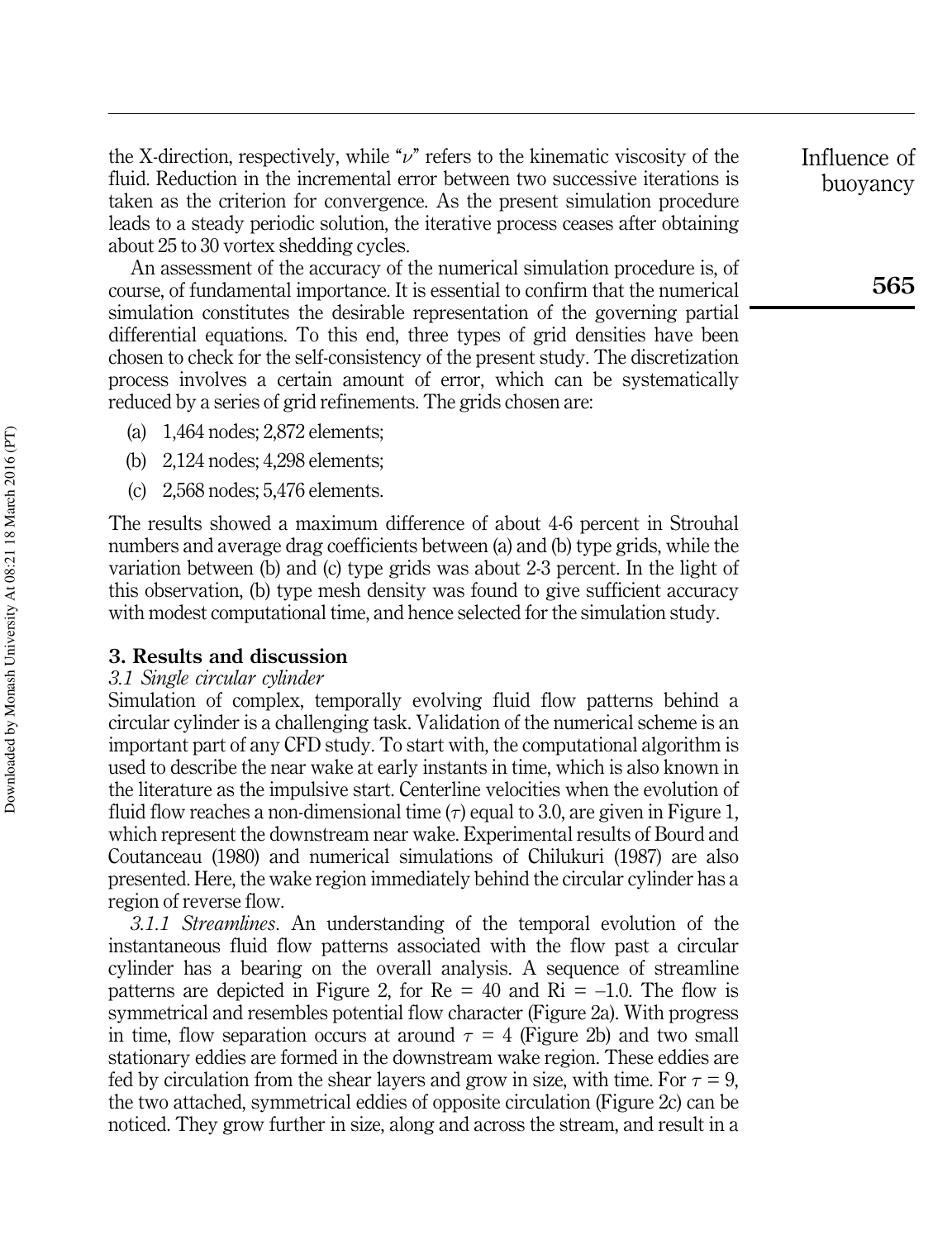the X-direction, respectively, while "$\nu$" refers to the kinematic viscosity of the fluid. Reduction in the incremental error between two successive iterations is taken as the criterion for convergence. As the present simulation procedure leads to a steady periodic solution, the iterative process ceases after obtaining about 25 to 30 vortex shedding cycles.

An assessment of the accuracy of the numerical simulation procedure is, of course, of fundamental importance. It is essential to confirm that the numerical simulation constitutes the desirable representation of the governing partial differential equations. To this end, three types of grid densities have been chosen to check for the self-consistency of the present study. The discretization process involves a certain amount of error, which can be systematically reduced by a series of grid refinements. The grids chosen are:

(a) 1,464 nodes; 2,872 elements;

(b) 2,124 nodes; 4,298 elements;

(c) 2,568 nodes; 5,476 elements.

The results showed a maximum difference of about 4-6 percent in Strouhal numbers and average drag coefficients between (a) and (b) type grids, while the variation between (b) and (c) type grids was about 2-3 percent. In the light of this observation, (b) type mesh density was found to give sufficient accuracy with modest computational time, and hence selected for the simulation study.

## 3. Results and discussion

### *3.1 Single circular cylinder*

Simulation of complex, temporally evolving fluid flow patterns behind a circular cylinder is a challenging task. Validation of the numerical scheme is an important part of any CFD study. To start with, the computational algorithm is used to describe the near wake at early instants in time, which is also known in the literature as the impulsive start. Centerline velocities when the evolution of fluid flow reaches a non-dimensional time ($\tau$) equal to 3.0, are given in Figure 1, which represent the downstream near wake. Experimental results of Bourd and Coutanceau (1980) and numerical simulations of Chilukuri (1987) are also presented. Here, the wake region immediately behind the circular cylinder has a region of reverse flow.

*3.1.1 Streamlines*. An understanding of the temporal evolution of the instantaneous fluid flow patterns associated with the flow past a circular cylinder has a bearing on the overall analysis. A sequence of streamline patterns are depicted in Figure 2, for Re = 40 and Ri = –1.0. The flow is symmetrical and resembles potential flow character (Figure 2a). With progress in time, flow separation occurs at around $\tau = 4$ (Figure 2b) and two small stationary eddies are formed in the downstream wake region. These eddies are fed by circulation from the shear layers and grow in size, with time. For $\tau = 9$, the two attached, symmetrical eddies of opposite circulation (Figure 2c) can be noticed. They grow further in size, along and across the stream, and result in a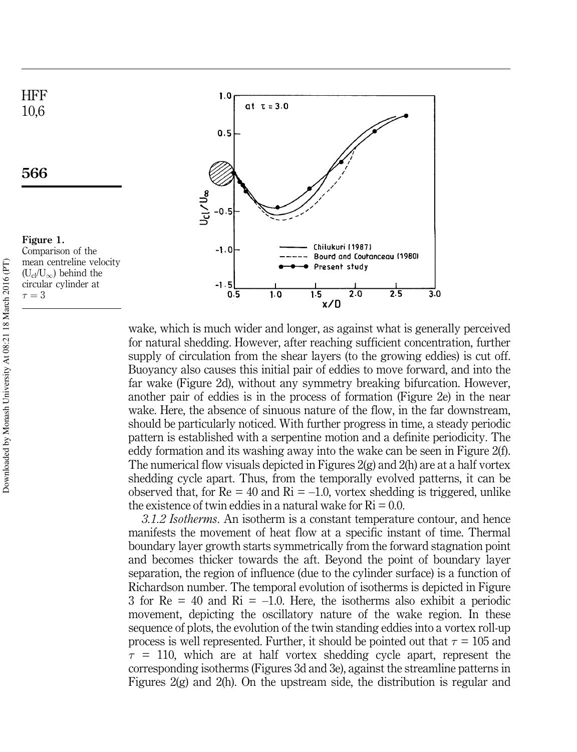**Figure 1.** Comparison of the mean centreline velocity ($U_{cl}/U_{\infty}$) behind the circular cylinder at $\tau = 3$

wake, which is much wider and longer, as against what is generally perceived for natural shedding. However, after reaching sufficient concentration, further supply of circulation from the shear layers (to the growing eddies) is cut off. Buoyancy also causes this initial pair of eddies to move forward, and into the far wake (Figure 2d), without any symmetry breaking bifurcation. However, another pair of eddies is in the process of formation (Figure 2e) in the near wake. Here, the absence of sinuous nature of the flow, in the far downstream, should be particularly noticed. With further progress in time, a steady periodic pattern is established with a serpentine motion and a definite periodicity. The eddy formation and its washing away into the wake can be seen in Figure 2(f). The numerical flow visuals depicted in Figures 2(g) and 2(h) are at a half vortex shedding cycle apart. Thus, from the temporally evolved patterns, it can be observed that, for Re = 40 and Ri = –1.0, vortex shedding is triggered, unlike the existence of twin eddies in a natural wake for Ri = 0.0.

*3.1.2 Isotherms*. An isotherm is a constant temperature contour, and hence manifests the movement of heat flow at a specific instant of time. Thermal boundary layer growth starts symmetrically from the forward stagnation point and becomes thicker towards the aft. Beyond the point of boundary layer separation, the region of influence (due to the cylinder surface) is a function of Richardson number. The temporal evolution of isotherms is depicted in Figure 3 for Re = 40 and Ri = –1.0. Here, the isotherms also exhibit a periodic movement, depicting the oscillatory nature of the wake region. In these sequence of plots, the evolution of the twin standing eddies into a vortex roll-up process is well represented. Further, it should be pointed out that $\tau = 105$ and $\tau = 110$, which are at half vortex shedding cycle apart, represent the corresponding isotherms (Figures 3d and 3e), against the streamline patterns in Figures 2(g) and 2(h). On the upstream side, the distribution is regular and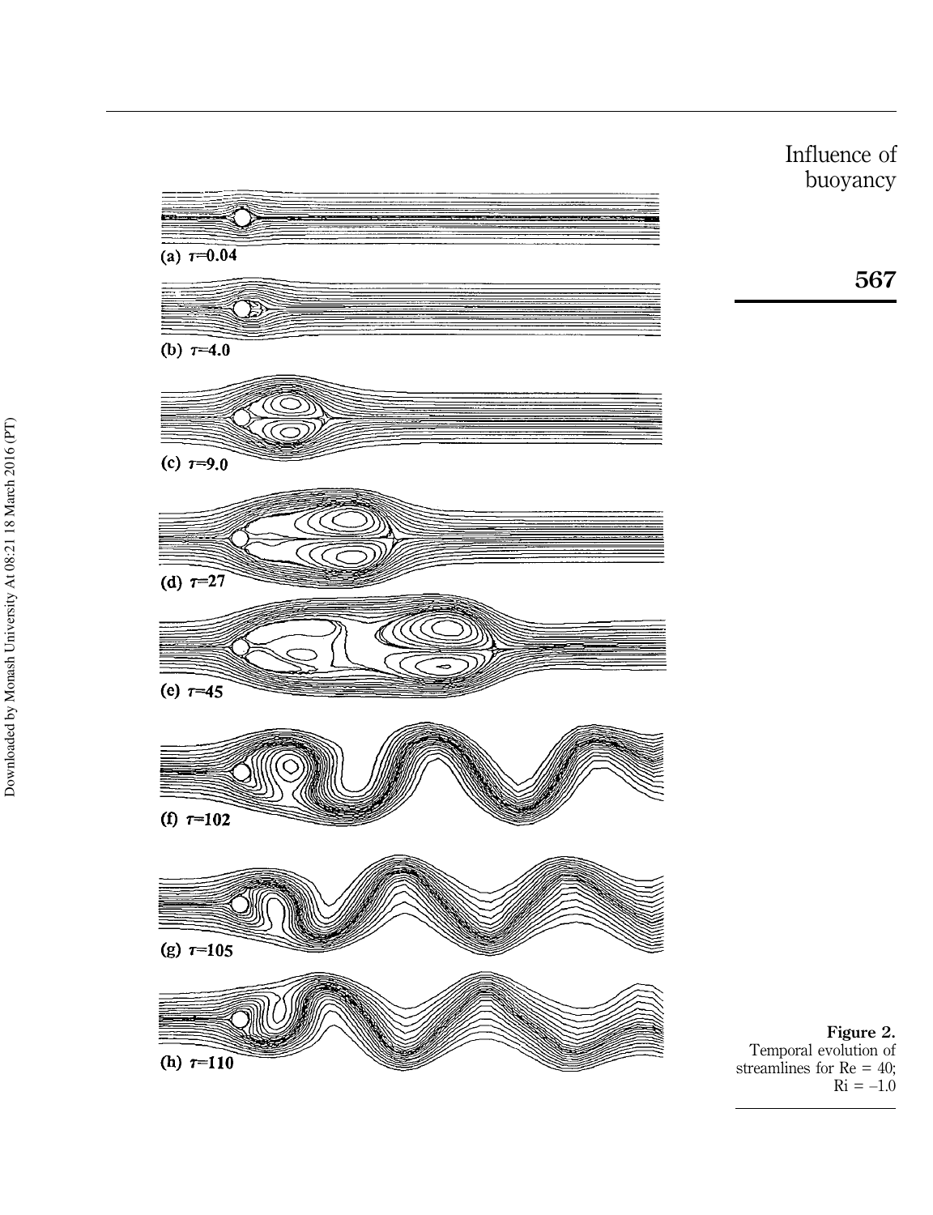(a) $\tau$=0.04

(b) $\tau$=4.0

(c) $\tau$=9.0

(d) $\tau$=27

(e) $\tau$=45

(f) $\tau$=102

(g) $\tau$=105

(h) $\tau$=110

**Figure 2.** Temporal evolution of streamlines for Re = 40; Ri = –1.0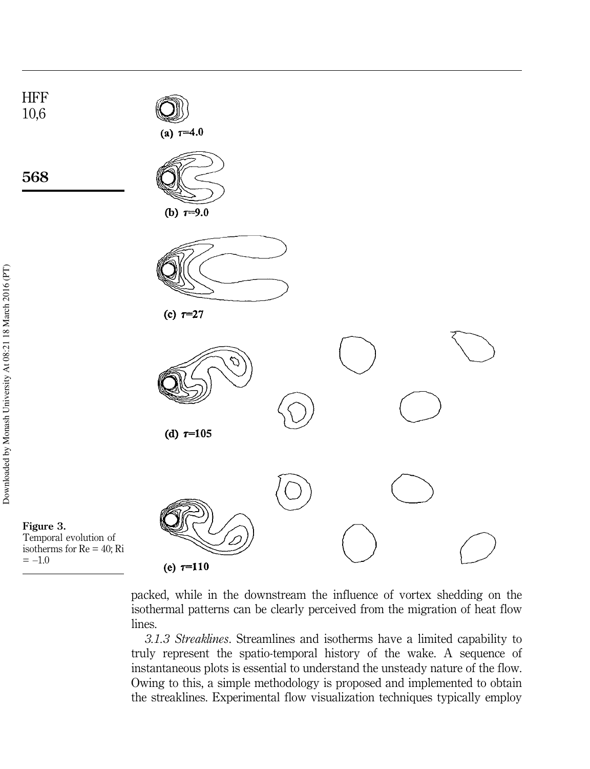(a) $\tau$=4.0

(b) $\tau$=9.0

(c) $\tau$=27

(d) $\tau$=105

(e) $\tau$=110

**Figure 3.** Temporal evolution of isotherms for Re = 40; Ri = –1.0

packed, while in the downstream the influence of vortex shedding on the isothermal patterns can be clearly perceived from the migration of heat flow lines.

*3.1.3 Streaklines*. Streamlines and isotherms have a limited capability to truly represent the spatio-temporal history of the wake. A sequence of instantaneous plots is essential to understand the unsteady nature of the flow. Owing to this, a simple methodology is proposed and implemented to obtain the streaklines. Experimental flow visualization techniques typically employ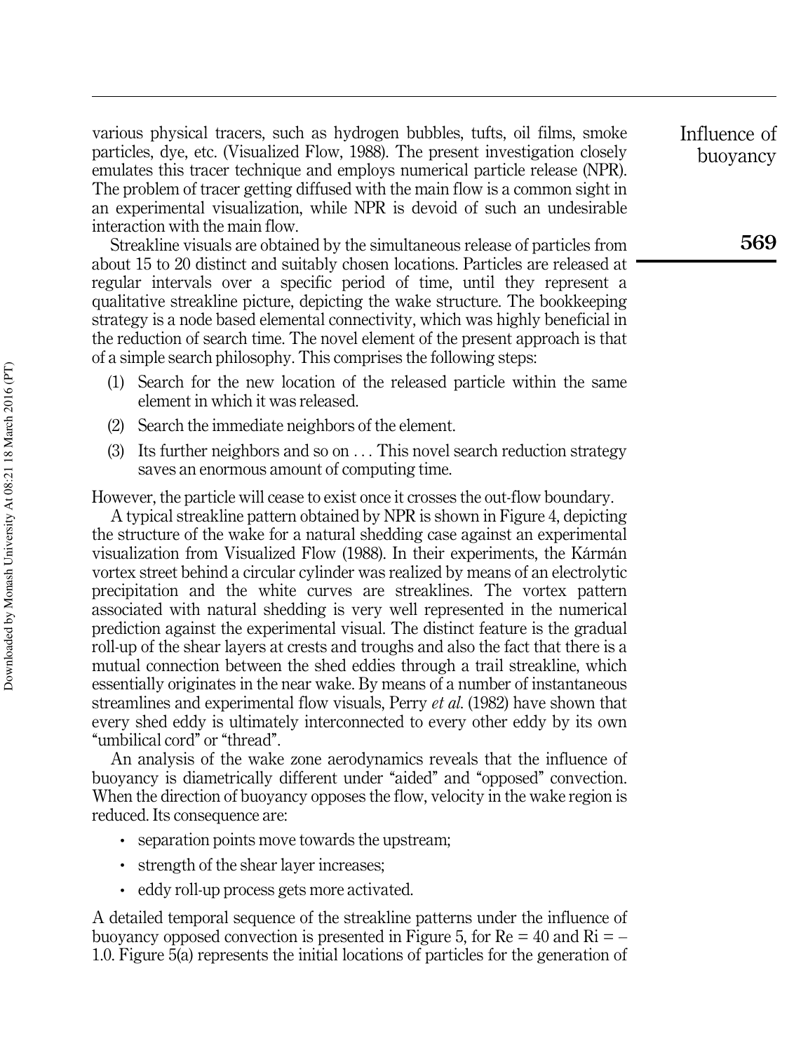various physical tracers, such as hydrogen bubbles, tufts, oil films, smoke particles, dye, etc. (Visualized Flow, 1988). The present investigation closely emulates this tracer technique and employs numerical particle release (NPR). The problem of tracer getting diffused with the main flow is a common sight in an experimental visualization, while NPR is devoid of such an undesirable interaction with the main flow.

Streakline visuals are obtained by the simultaneous release of particles from about 15 to 20 distinct and suitably chosen locations. Particles are released at regular intervals over a specific period of time, until they represent a qualitative streakline picture, depicting the wake structure. The bookkeeping strategy is a node based elemental connectivity, which was highly beneficial in the reduction of search time. The novel element of the present approach is that of a simple search philosophy. This comprises the following steps:

(1) Search for the new location of the released particle within the same element in which it was released.

(2) Search the immediate neighbors of the element.

(3) Its further neighbors and so on . . . This novel search reduction strategy saves an enormous amount of computing time.

However, the particle will cease to exist once it crosses the out-flow boundary.

A typical streakline pattern obtained by NPR is shown in Figure 4, depicting the structure of the wake for a natural shedding case against an experimental visualization from Visualized Flow (1988). In their experiments, the Kármán vortex street behind a circular cylinder was realized by means of an electrolytic precipitation and the white curves are streaklines. The vortex pattern associated with natural shedding is very well represented in the numerical prediction against the experimental visual. The distinct feature is the gradual roll-up of the shear layers at crests and troughs and also the fact that there is a mutual connection between the shed eddies through a trail streakline, which essentially originates in the near wake. By means of a number of instantaneous streamlines and experimental flow visuals, Perry *et al.* (1982) have shown that every shed eddy is ultimately interconnected to every other eddy by its own "umbilical cord" or "thread".

An analysis of the wake zone aerodynamics reveals that the influence of buoyancy is diametrically different under "aided" and "opposed" convection. When the direction of buoyancy opposes the flow, velocity in the wake region is reduced. Its consequence are:

- separation points move towards the upstream;
- strength of the shear layer increases;
- eddy roll-up process gets more activated.

A detailed temporal sequence of the streakline patterns under the influence of buoyancy opposed convection is presented in Figure 5, for Re = 40 and Ri = – 1.0. Figure 5(a) represents the initial locations of particles for the generation of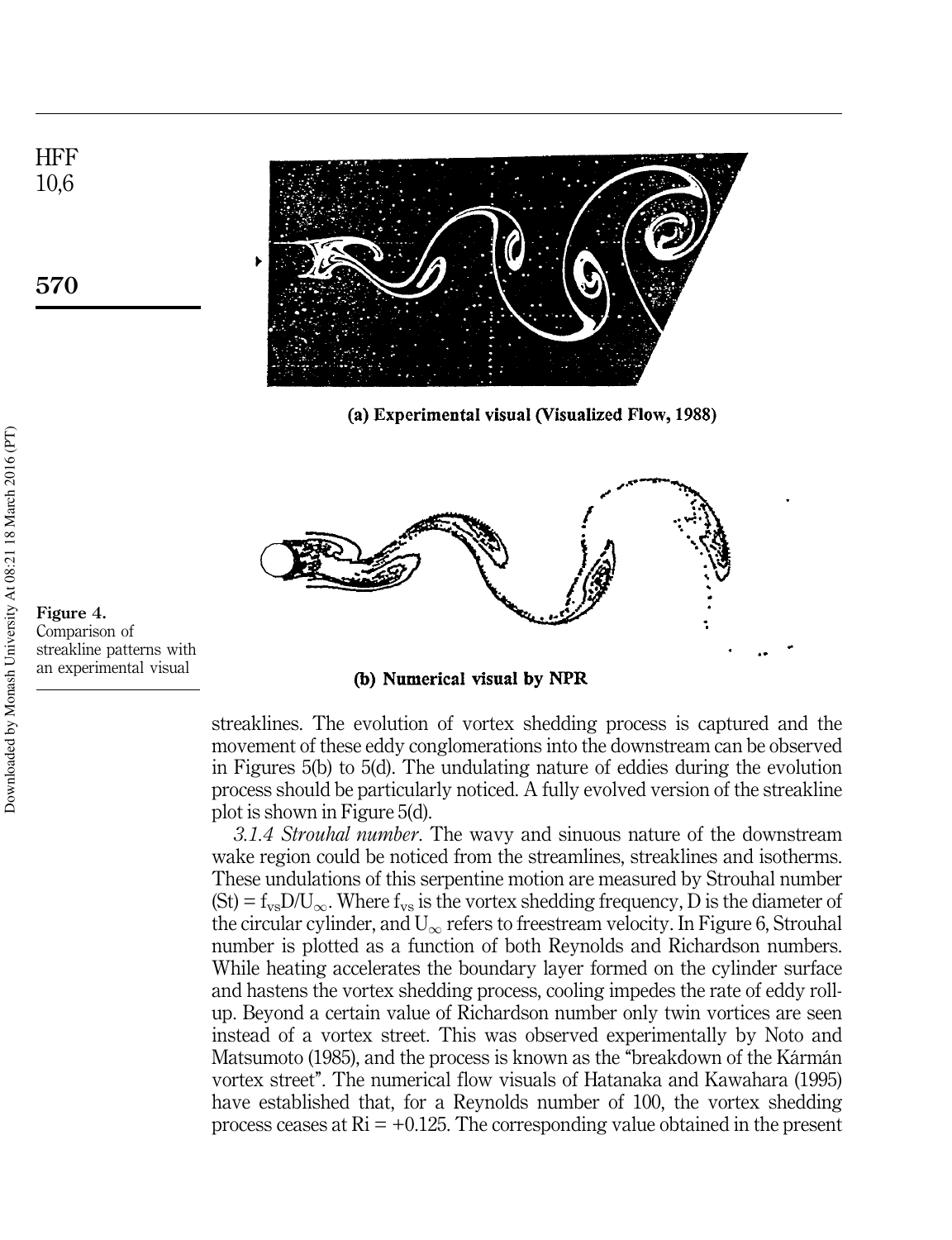(a) Experimental visual (Visualized Flow, 1988)

(b) Numerical visual by NPR

Figure 4. Comparison of streakline patterns with an experimental visual

streaklines. The evolution of vortex shedding process is captured and the movement of these eddy conglomerations into the downstream can be observed in Figures 5(b) to 5(d). The undulating nature of eddies during the evolution process should be particularly noticed. A fully evolved version of the streakline plot is shown in Figure 5(d).

*3.1.4 Strouhal number*. The wavy and sinuous nature of the downstream wake region could be noticed from the streamlines, streaklines and isotherms. These undulations of this serpentine motion are measured by Strouhal number $(St) = f_{vs}D/U_{\infty}$. Where $f_{vs}$ is the vortex shedding frequency, D is the diameter of the circular cylinder, and $U_{\infty}$ refers to freestream velocity. In Figure 6, Strouhal number is plotted as a function of both Reynolds and Richardson numbers. While heating accelerates the boundary layer formed on the cylinder surface and hastens the vortex shedding process, cooling impedes the rate of eddy roll-up. Beyond a certain value of Richardson number only twin vortices are seen instead of a vortex street. This was observed experimentally by Noto and Matsumoto (1985), and the process is known as the "breakdown of the Kármán vortex street". The numerical flow visuals of Hatanaka and Kawahara (1995) have established that, for a Reynolds number of 100, the vortex shedding process ceases at $Ri = +0.125$. The corresponding value obtained in the present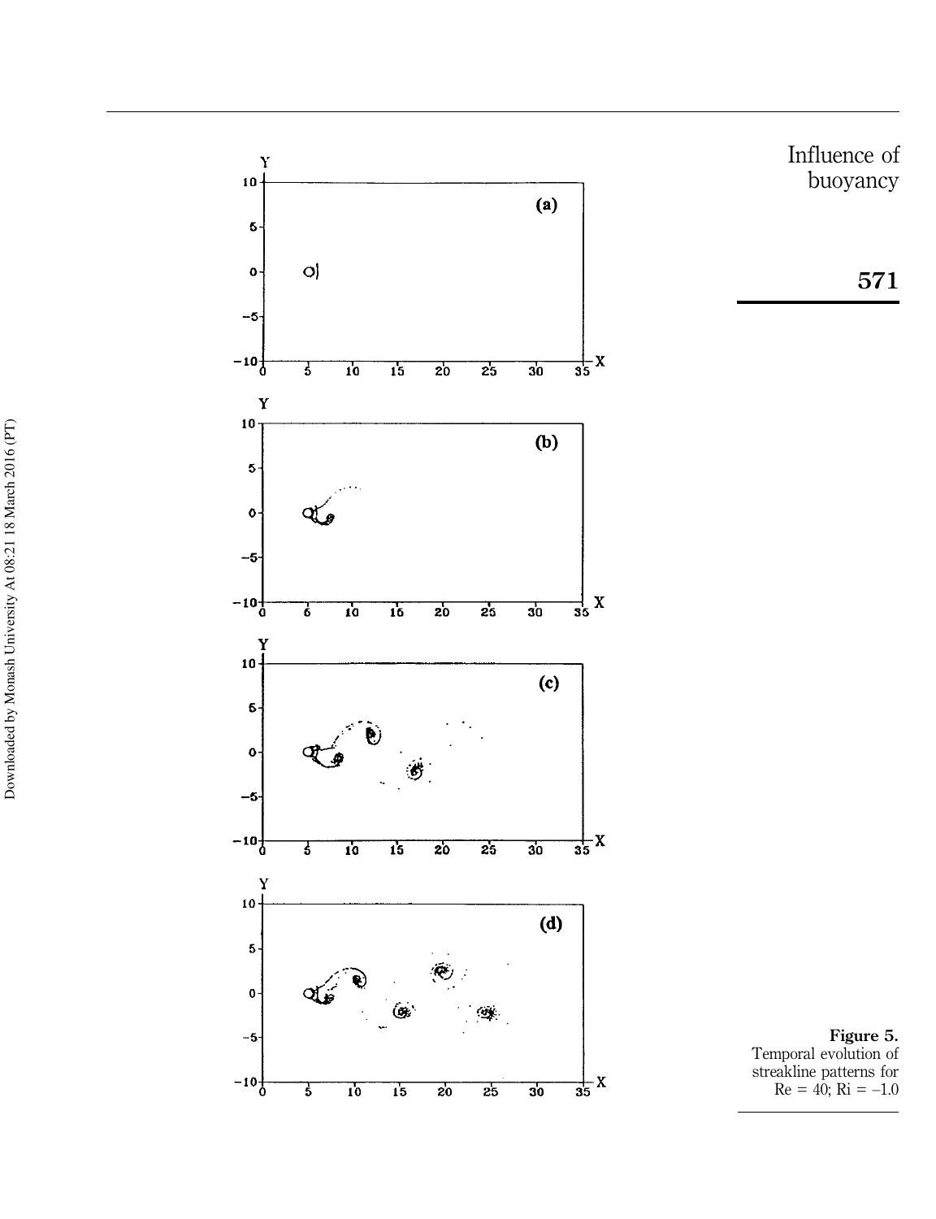Figure 5.
Temporal evolution of streakline patterns for Re = 40; Ri = –1.0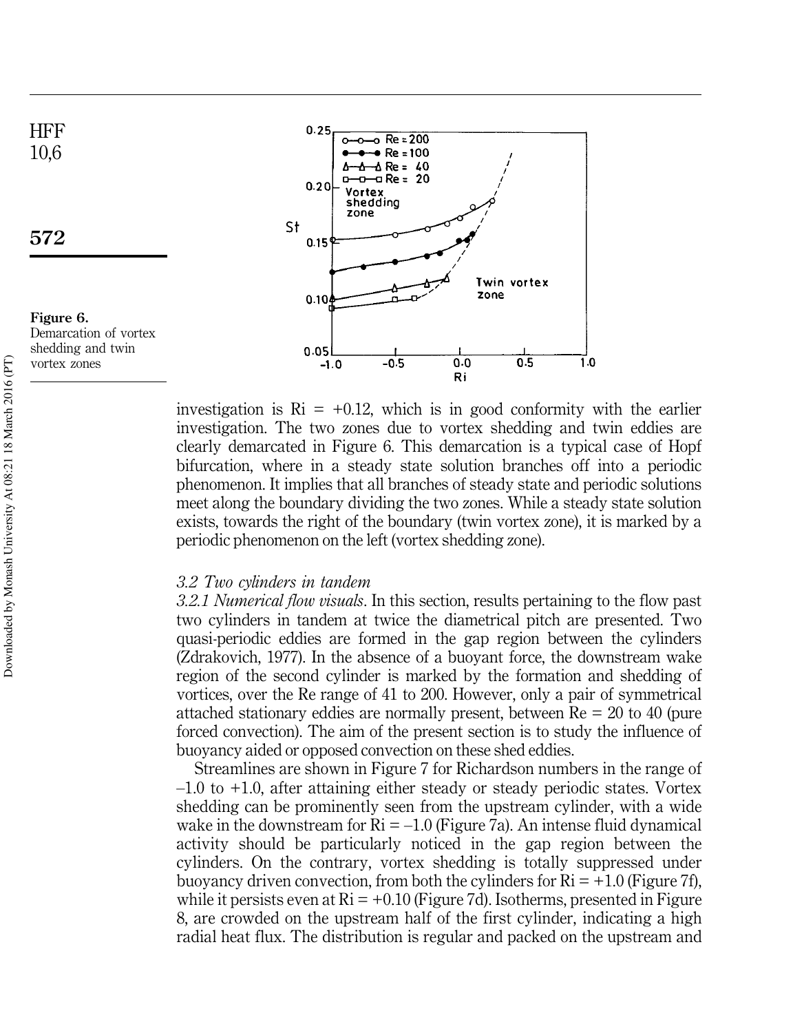Figure 6. Demarcation of vortex shedding and twin vortex zones

investigation is Ri = +0.12, which is in good conformity with the earlier investigation. The two zones due to vortex shedding and twin eddies are clearly demarcated in Figure 6. This demarcation is a typical case of Hopf bifurcation, where in a steady state solution branches off into a periodic phenomenon. It implies that all branches of steady state and periodic solutions meet along the boundary dividing the two zones. While a steady state solution exists, towards the right of the boundary (twin vortex zone), it is marked by a periodic phenomenon on the left (vortex shedding zone).

### *3.2 Two cylinders in tandem*

*3.2.1 Numerical flow visuals*. In this section, results pertaining to the flow past two cylinders in tandem at twice the diametrical pitch are presented. Two quasi-periodic eddies are formed in the gap region between the cylinders (Zdrakovich, 1977). In the absence of a buoyant force, the downstream wake region of the second cylinder is marked by the formation and shedding of vortices, over the Re range of 41 to 200. However, only a pair of symmetrical attached stationary eddies are normally present, between Re = 20 to 40 (pure forced convection). The aim of the present section is to study the influence of buoyancy aided or opposed convection on these shed eddies.

Streamlines are shown in Figure 7 for Richardson numbers in the range of –1.0 to +1.0, after attaining either steady or steady periodic states. Vortex shedding can be prominently seen from the upstream cylinder, with a wide wake in the downstream for Ri = –1.0 (Figure 7a). An intense fluid dynamical activity should be particularly noticed in the gap region between the cylinders. On the contrary, vortex shedding is totally suppressed under buoyancy driven convection, from both the cylinders for Ri = +1.0 (Figure 7f), while it persists even at Ri = +0.10 (Figure 7d). Isotherms, presented in Figure 8, are crowded on the upstream half of the first cylinder, indicating a high radial heat flux. The distribution is regular and packed on the upstream and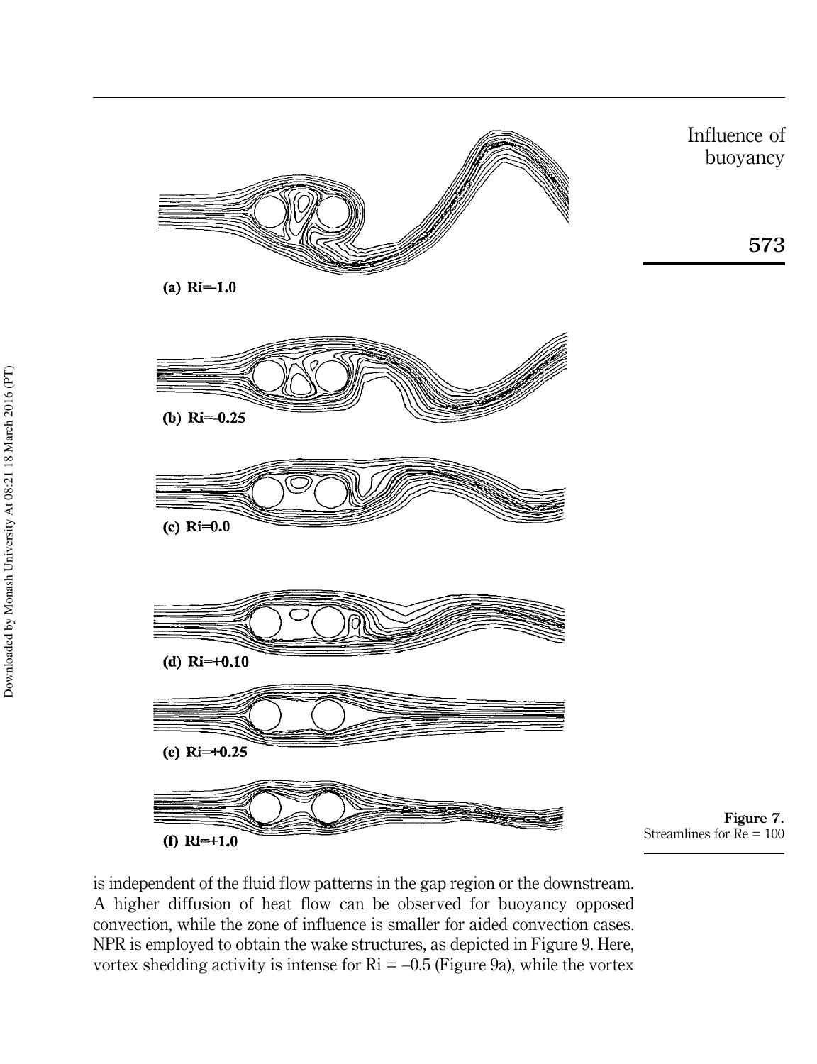(a) Ri=–1.0

(b) Ri=–0.25

(c) Ri=0.0

(d) Ri=+0.10

(e) Ri=+0.25

(f) Ri=+1.0

**Figure 7.** Streamlines for Re = 100

is independent of the fluid flow patterns in the gap region or the downstream. A higher diffusion of heat flow can be observed for buoyancy opposed convection, while the zone of influence is smaller for aided convection cases. NPR is employed to obtain the wake structures, as depicted in Figure 9. Here, vortex shedding activity is intense for Ri = –0.5 (Figure 9a), while the vortex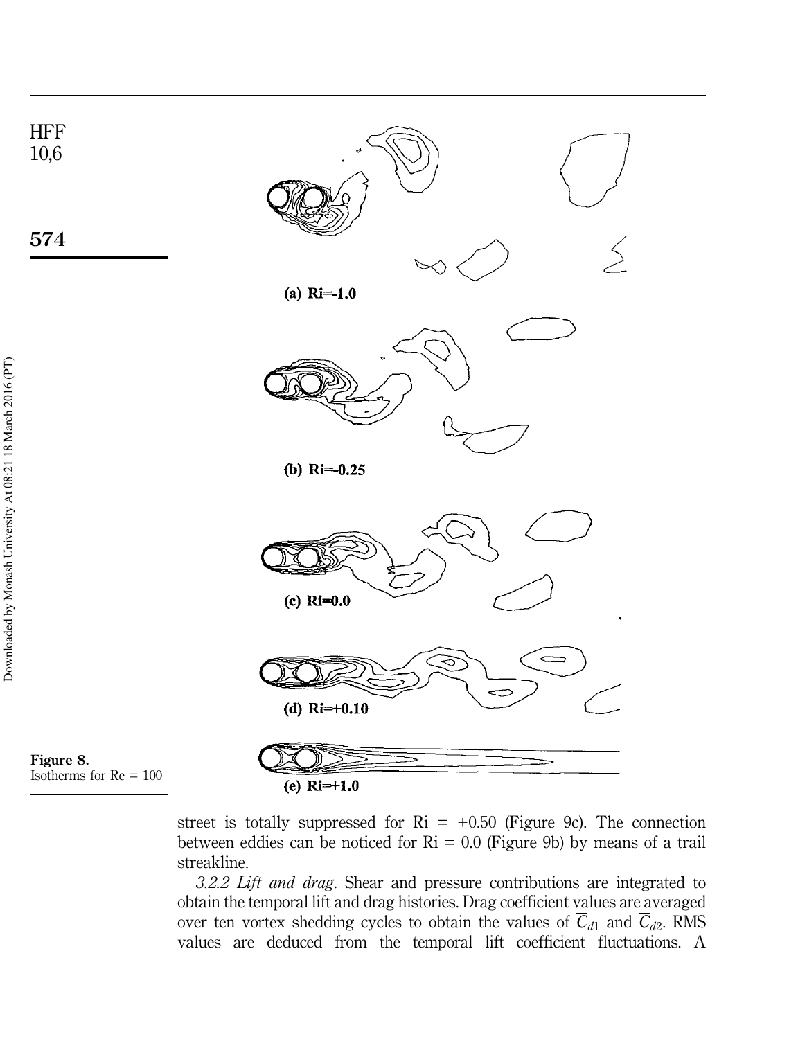(a) Ri=-1.0

(b) Ri=-0.25

(c) Ri=0.0

(d) Ri=+0.10

(e) Ri=+1.0

**Figure 8.** Isotherms for Re = 100

street is totally suppressed for Ri = +0.50 (Figure 9c). The connection between eddies can be noticed for Ri = 0.0 (Figure 9b) by means of a trail streakline.

*3.2.2 Lift and drag*. Shear and pressure contributions are integrated to obtain the temporal lift and drag histories. Drag coefficient values are averaged over ten vortex shedding cycles to obtain the values of $\overline{C}_{d1}$ and $\overline{C}_{d2}$. RMS values are deduced from the temporal lift coefficient fluctuations. A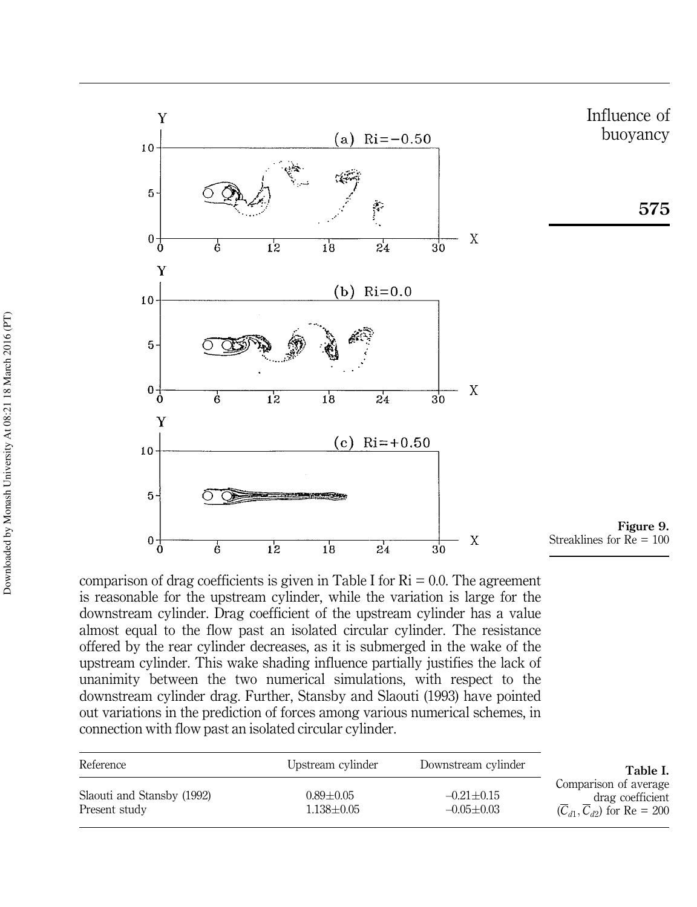Figure 9.
Streaklines for Re = 100

comparison of drag coefficients is given in Table I for Ri = 0.0. The agreement is reasonable for the upstream cylinder, while the variation is large for the downstream cylinder. Drag coefficient of the upstream cylinder has a value almost equal to the flow past an isolated circular cylinder. The resistance offered by the rear cylinder decreases, as it is submerged in the wake of the upstream cylinder. This wake shading influence partially justifies the lack of unanimity between the two numerical simulations, with respect to the downstream cylinder drag. Further, Stansby and Slaouti (1993) have pointed out variations in the prediction of forces among various numerical schemes, in connection with flow past an isolated circular cylinder.

| Reference | Upstream cylinder | Downstream cylinder |
|---|---|---|
| Slaouti and Stansby (1992) | $0.89 \pm 0.05$ | $-0.21 \pm 0.15$ |
| Present study | $1.138 \pm 0.05$ | $-0.05 \pm 0.03$ |

**Table I.**
Comparison of average drag coefficient ($\overline{C}_{d1}, \overline{C}_{d2}$) for Re = 200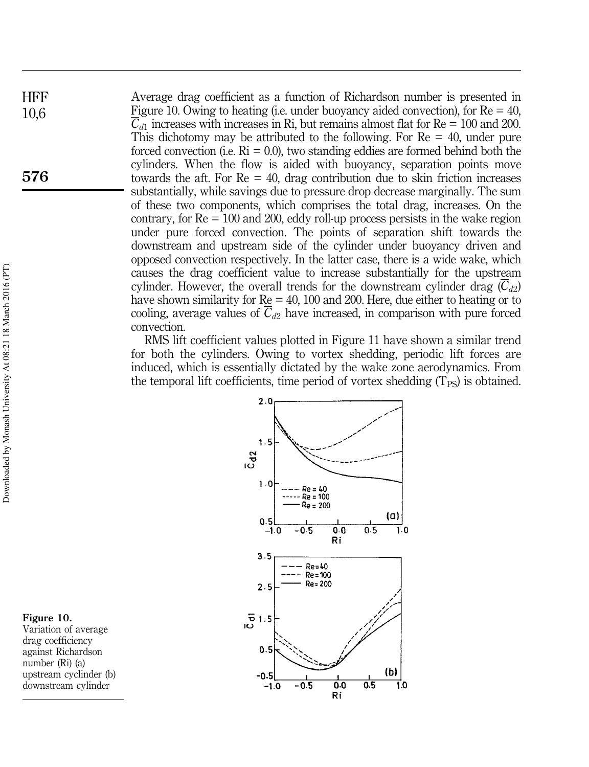Average drag coefficient as a function of Richardson number is presented in Figure 10. Owing to heating (i.e. under buoyancy aided convection), for Re = 40, $\overline{C}_{d1}$ increases with increases in Ri, but remains almost flat for Re = 100 and 200. This dichotomy may be attributed to the following. For Re = 40, under pure forced convection (i.e. Ri = 0.0), two standing eddies are formed behind both the cylinders. When the flow is aided with buoyancy, separation points move towards the aft. For Re = 40, drag contribution due to skin friction increases substantially, while savings due to pressure drop decrease marginally. The sum of these two components, which comprises the total drag, increases. On the contrary, for Re = 100 and 200, eddy roll-up process persists in the wake region under pure forced convection. The points of separation shift towards the downstream and upstream side of the cylinder under buoyancy driven and opposed convection respectively. In the latter case, there is a wide wake, which causes the drag coefficient value to increase substantially for the upstream cylinder. However, the overall trends for the downstream cylinder drag ($\overline{C}_{d2}$) have shown similarity for Re = 40, 100 and 200. Here, due either to heating or to cooling, average values of $\overline{C}_{d2}$ have increased, in comparison with pure forced convection.

RMS lift coefficient values plotted in Figure 11 have shown a similar trend for both the cylinders. Owing to vortex shedding, periodic lift forces are induced, which is essentially dictated by the wake zone aerodynamics. From the temporal lift coefficients, time period of vortex shedding ($T_{PS}$) is obtained.

**Figure 10.** Variation of average drag coefficiency against Richardson number (Ri) (a) upstream cyclinder (b) downstream cylinder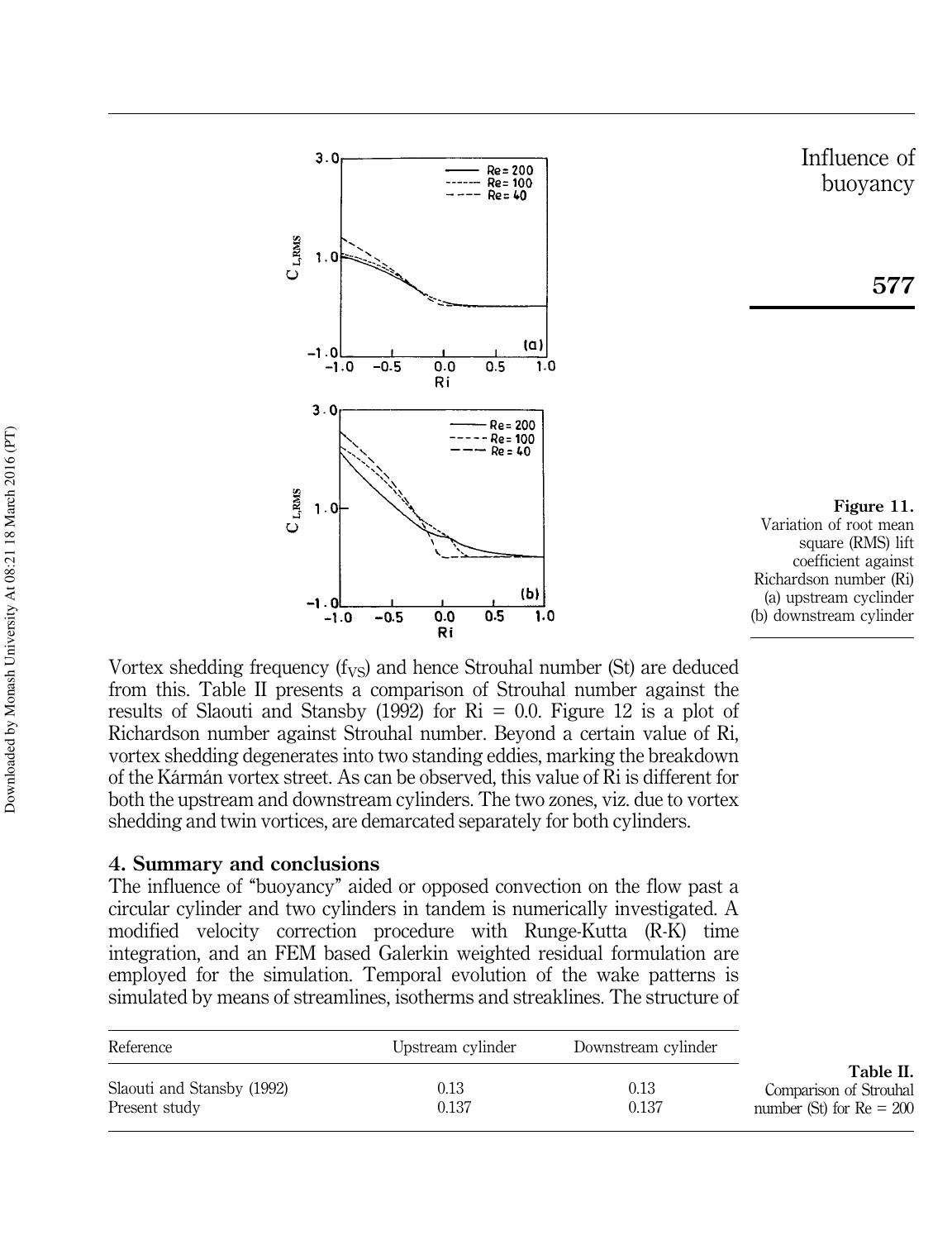Figure 11. Variation of root mean square (RMS) lift coefficient against Richardson number (Ri) (a) upstream cyclinder (b) downstream cylinder

Vortex shedding frequency ($f_{VS}$) and hence Strouhal number (St) are deduced from this. Table II presents a comparison of Strouhal number against the results of Slaouti and Stansby (1992) for Ri = 0.0. Figure 12 is a plot of Richardson number against Strouhal number. Beyond a certain value of Ri, vortex shedding degenerates into two standing eddies, marking the breakdown of the Kármán vortex street. As can be observed, this value of Ri is different for both the upstream and downstream cylinders. The two zones, viz. due to vortex shedding and twin vortices, are demarcated separately for both cylinders.

## 4. Summary and conclusions

The influence of "buoyancy" aided or opposed convection on the flow past a circular cylinder and two cylinders in tandem is numerically investigated. A modified velocity correction procedure with Runge-Kutta (R-K) time integration, and an FEM based Galerkin weighted residual formulation are employed for the simulation. Temporal evolution of the wake patterns is simulated by means of streamlines, isotherms and streaklines. The structure of

| Reference | Upstream cylinder | Downstream cylinder |
|---|---|---|
| Slaouti and Stansby (1992) | 0.13 | 0.13 |
| Present study | 0.137 | 0.137 |

Table II. Comparison of Strouhal number (St) for Re = 200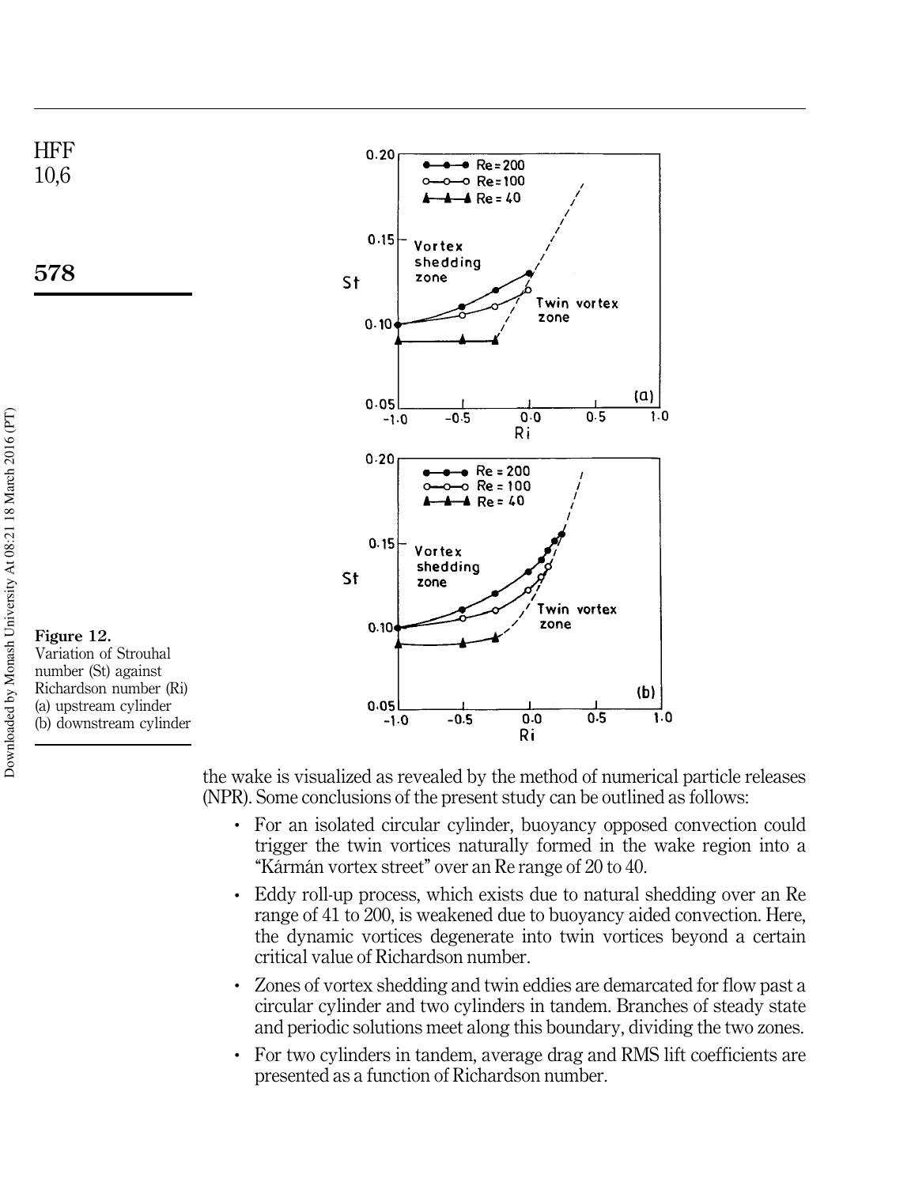Figure 12.
Variation of Strouhal number (St) against Richardson number (Ri) (a) upstream cylinder (b) downstream cylinder

the wake is visualized as revealed by the method of numerical particle releases (NPR). Some conclusions of the present study can be outlined as follows:

- For an isolated circular cylinder, buoyancy opposed convection could trigger the twin vortices naturally formed in the wake region into a "Kármán vortex street" over an Re range of 20 to 40.
- Eddy roll-up process, which exists due to natural shedding over an Re range of 41 to 200, is weakened due to buoyancy aided convection. Here, the dynamic vortices degenerate into twin vortices beyond a certain critical value of Richardson number.
- Zones of vortex shedding and twin eddies are demarcated for flow past a circular cylinder and two cylinders in tandem. Branches of steady state and periodic solutions meet along this boundary, dividing the two zones.
- For two cylinders in tandem, average drag and RMS lift coefficients are presented as a function of Richardson number.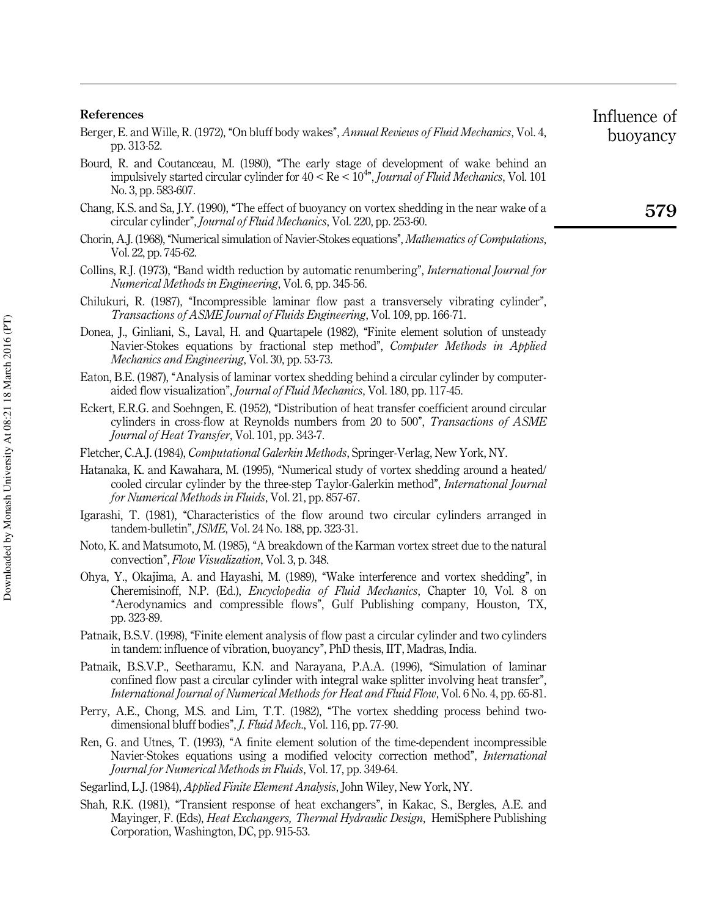## References

Berger, E. and Wille, R. (1972), "On bluff body wakes", *Annual Reviews of Fluid Mechanics*, Vol. 4, pp. 313-52.

Bourd, R. and Coutanceau, M. (1980), "The early stage of development of wake behind an impulsively started circular cylinder for $40 < Re < 10^4$", *Journal of Fluid Mechanics*, Vol. 101 No. 3, pp. 583-607.

Chang, K.S. and Sa, J.Y. (1990), "The effect of buoyancy on vortex shedding in the near wake of a circular cylinder", *Journal of Fluid Mechanics*, Vol. 220, pp. 253-60.

Chorin, A.J. (1968), "Numerical simulation of Navier-Stokes equations", *Mathematics of Computations*, Vol. 22, pp. 745-62.

Collins, R.J. (1973), "Band width reduction by automatic renumbering", *International Journal for Numerical Methods in Engineering*, Vol. 6, pp. 345-56.

Chilukuri, R. (1987), "Incompressible laminar flow past a transversely vibrating cylinder", *Transactions of ASME Journal of Fluids Engineering*, Vol. 109, pp. 166-71.

Donea, J., Ginliani, S., Laval, H. and Quartapele (1982), "Finite element solution of unsteady Navier-Stokes equations by fractional step method", *Computer Methods in Applied Mechanics and Engineering*, Vol. 30, pp. 53-73.

Eaton, B.E. (1987), "Analysis of laminar vortex shedding behind a circular cylinder by computer-aided flow visualization", *Journal of Fluid Mechanics*, Vol. 180, pp. 117-45.

Eckert, E.R.G. and Soehngen, E. (1952), "Distribution of heat transfer coefficient around circular cylinders in cross-flow at Reynolds numbers from 20 to 500", *Transactions of ASME Journal of Heat Transfer*, Vol. 101, pp. 343-7.

Fletcher, C.A.J. (1984), *Computational Galerkin Methods*, Springer-Verlag, New York, NY.

Hatanaka, K. and Kawahara, M. (1995), "Numerical study of vortex shedding around a heated/cooled circular cylinder by the three-step Taylor-Galerkin method", *International Journal for Numerical Methods in Fluids*, Vol. 21, pp. 857-67.

Igarashi, T. (1981), "Characteristics of the flow around two circular cylinders arranged in tandem-bulletin", *JSME*, Vol. 24 No. 188, pp. 323-31.

Noto, K. and Matsumoto, M. (1985), "A breakdown of the Karman vortex street due to the natural convection", *Flow Visualization*, Vol. 3, p. 348.

Ohya, Y., Okajima, A. and Hayashi, M. (1989), "Wake interference and vortex shedding", in Cheremisinoff, N.P. (Ed.), *Encyclopedia of Fluid Mechanics*, Chapter 10, Vol. 8 on "Aerodynamics and compressible flows", Gulf Publishing company, Houston, TX, pp. 323-89.

Patnaik, B.S.V. (1998), "Finite element analysis of flow past a circular cylinder and two cylinders in tandem: influence of vibration, buoyancy", PhD thesis, IIT, Madras, India.

Patnaik, B.S.V.P., Seetharamu, K.N. and Narayana, P.A.A. (1996), "Simulation of laminar confined flow past a circular cylinder with integral wake splitter involving heat transfer", *International Journal of Numerical Methods for Heat and Fluid Flow*, Vol. 6 No. 4, pp. 65-81.

Perry, A.E., Chong, M.S. and Lim, T.T. (1982), "The vortex shedding process behind two-dimensional bluff bodies", *J. Fluid Mech.*, Vol. 116, pp. 77-90.

Ren, G. and Utnes, T. (1993), "A finite element solution of the time-dependent incompressible Navier-Stokes equations using a modified velocity correction method", *International Journal for Numerical Methods in Fluids*, Vol. 17, pp. 349-64.

Segarlind, L.J. (1984), *Applied Finite Element Analysis*, John Wiley, New York, NY.

Shah, R.K. (1981), "Transient response of heat exchangers", in Kakac, S., Bergles, A.E. and Mayinger, F. (Eds), *Heat Exchangers, Thermal Hydraulic Design*, HemiSphere Publishing Corporation, Washington, DC, pp. 915-53.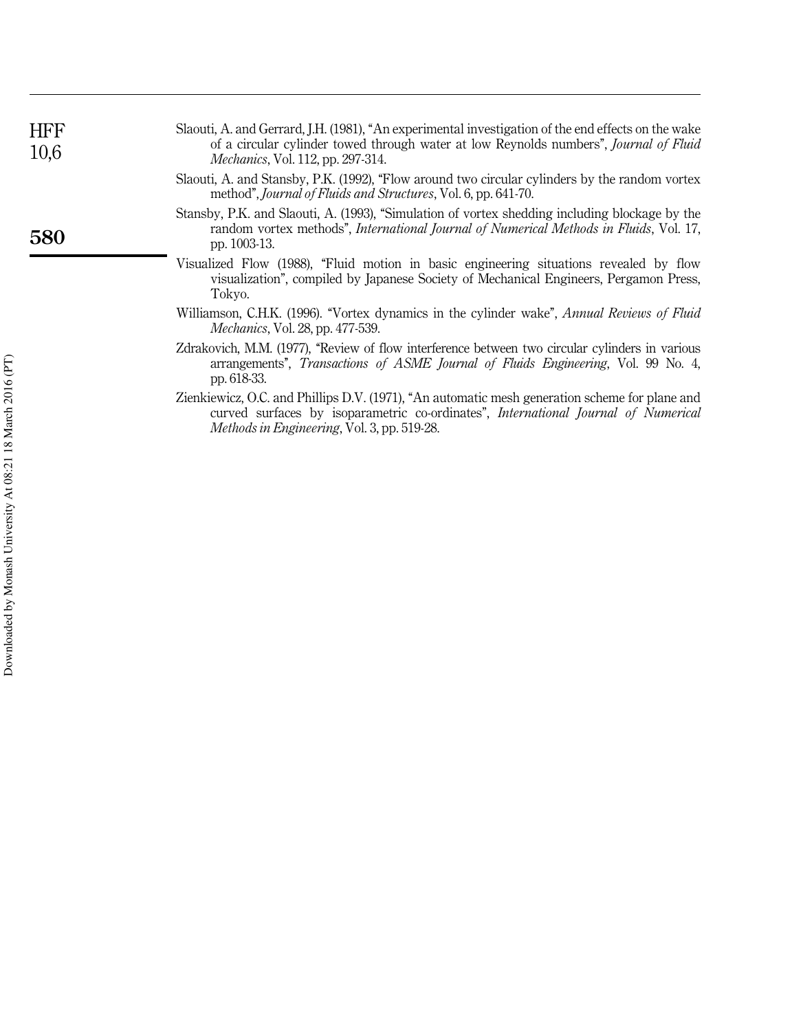Slaouti, A. and Gerrard, J.H. (1981), "An experimental investigation of the end effects on the wake of a circular cylinder towed through water at low Reynolds numbers", *Journal of Fluid Mechanics*, Vol. 112, pp. 297-314.

Slaouti, A. and Stansby, P.K. (1992), "Flow around two circular cylinders by the random vortex method", *Journal of Fluids and Structures*, Vol. 6, pp. 641-70.

Stansby, P.K. and Slaouti, A. (1993), "Simulation of vortex shedding including blockage by the random vortex methods", *International Journal of Numerical Methods in Fluids*, Vol. 17, pp. 1003-13.

Visualized Flow (1988), "Fluid motion in basic engineering situations revealed by flow visualization", compiled by Japanese Society of Mechanical Engineers, Pergamon Press, Tokyo.

Williamson, C.H.K. (1996). "Vortex dynamics in the cylinder wake", *Annual Reviews of Fluid Mechanics*, Vol. 28, pp. 477-539.

Zdrakovich, M.M. (1977), "Review of flow interference between two circular cylinders in various arrangements", *Transactions of ASME Journal of Fluids Engineering*, Vol. 99 No. 4, pp. 618-33.

Zienkiewicz, O.C. and Phillips D.V. (1971), "An automatic mesh generation scheme for plane and curved surfaces by isoparametric co-ordinates", *International Journal of Numerical Methods in Engineering*, Vol. 3, pp. 519-28.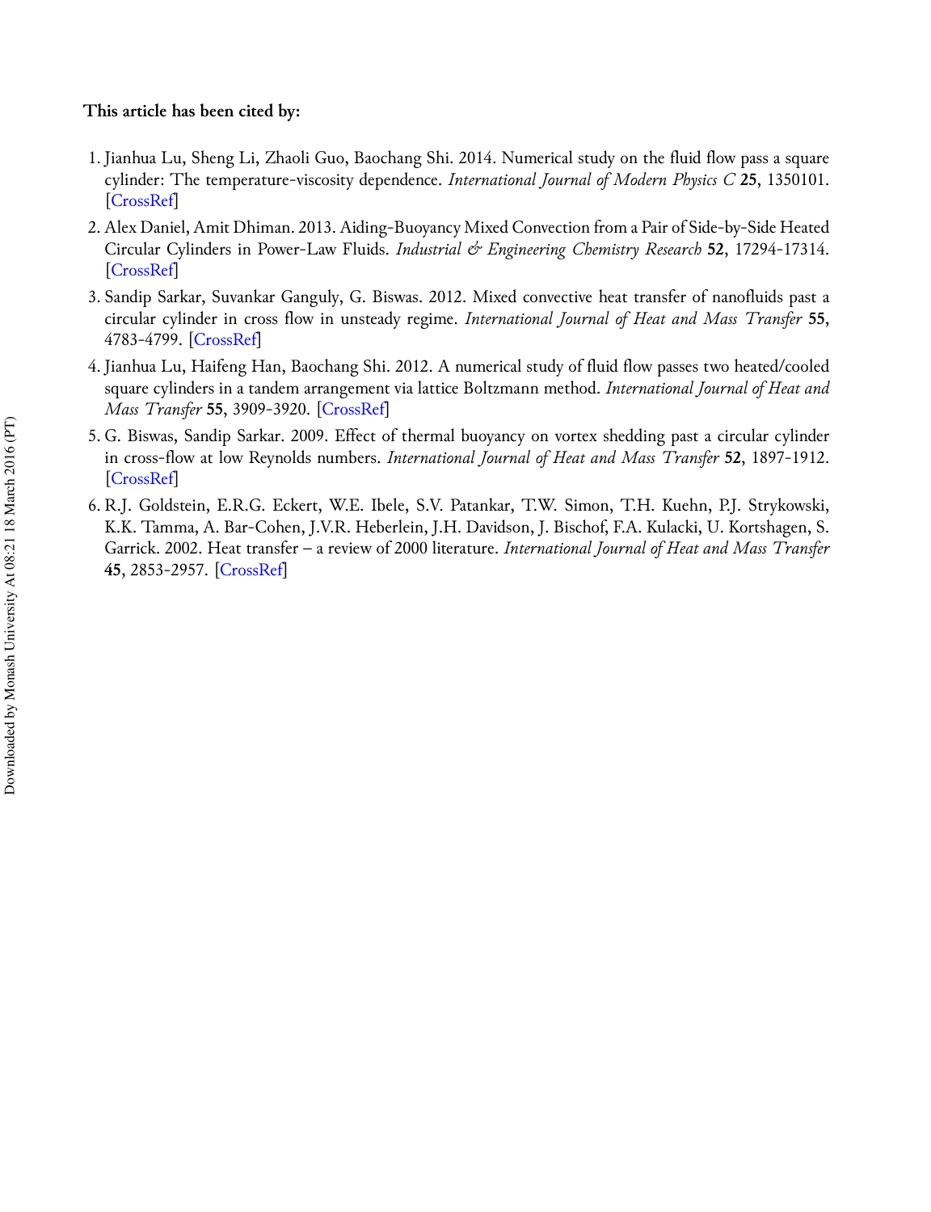**This article has been cited by:**

1. Jianhua Lu, Sheng Li, Zhaoli Guo, Baochang Shi. 2014. Numerical study on the fluid flow pass a square cylinder: The temperature-viscosity dependence. *International Journal of Modern Physics C* **25**, 1350101. [CrossRef]
2. Alex Daniel, Amit Dhiman. 2013. Aiding-Buoyancy Mixed Convection from a Pair of Side-by-Side Heated Circular Cylinders in Power-Law Fluids. *Industrial & Engineering Chemistry Research* **52**, 17294-17314. [CrossRef]
3. Sandip Sarkar, Suvankar Ganguly, G. Biswas. 2012. Mixed convective heat transfer of nanofluids past a circular cylinder in cross flow in unsteady regime. *International Journal of Heat and Mass Transfer* **55**, 4783-4799. [CrossRef]
4. Jianhua Lu, Haifeng Han, Baochang Shi. 2012. A numerical study of fluid flow passes two heated/cooled square cylinders in a tandem arrangement via lattice Boltzmann method. *International Journal of Heat and Mass Transfer* **55**, 3909-3920. [CrossRef]
5. G. Biswas, Sandip Sarkar. 2009. Effect of thermal buoyancy on vortex shedding past a circular cylinder in cross-flow at low Reynolds numbers. *International Journal of Heat and Mass Transfer* **52**, 1897-1912. [CrossRef]
6. R.J. Goldstein, E.R.G. Eckert, W.E. Ibele, S.V. Patankar, T.W. Simon, T.H. Kuehn, P.J. Strykowski, K.K. Tamma, A. Bar-Cohen, J.V.R. Heberlein, J.H. Davidson, J. Bischof, F.A. Kulacki, U. Kortshagen, S. Garrick. 2002. Heat transfer – a review of 2000 literature. *International Journal of Heat and Mass Transfer* **45**, 2853-2957. [CrossRef]